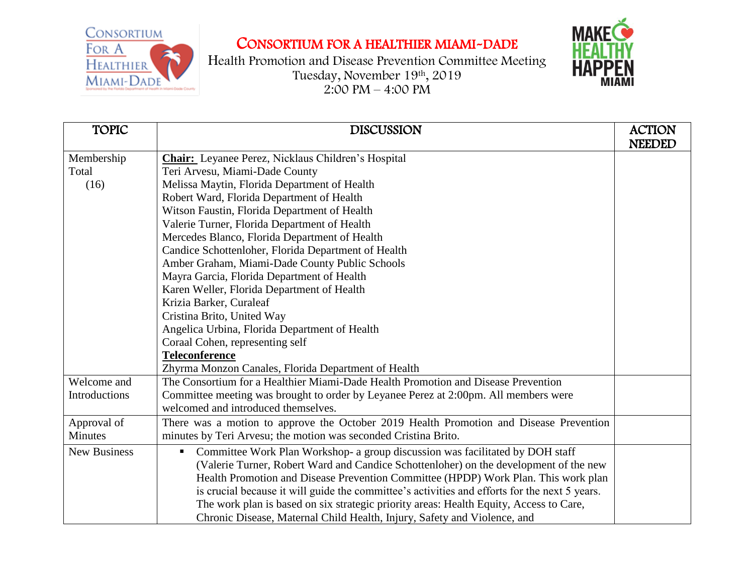# CONSORTIUM FOR A HEALTHIER MIAMI-DADE

Health Promotion and Disease Prevention Committee Meeting
Tuesday, November 19th, 2019
2:00 PM – 4:00 PM

| TOPIC | DISCUSSION | ACTION NEEDED |
|---|---|---|
| Membership Total (16) | **Chair:** Leyanee Perez, Nicklaus Children's Hospital<br>Teri Arvesu, Miami-Dade County<br>Melissa Maytin, Florida Department of Health<br>Robert Ward, Florida Department of Health<br>Witson Faustin, Florida Department of Health<br>Valerie Turner, Florida Department of Health<br>Mercedes Blanco, Florida Department of Health<br>Candice Schottenloher, Florida Department of Health<br>Amber Graham, Miami-Dade County Public Schools<br>Mayra Garcia, Florida Department of Health<br>Karen Weller, Florida Department of Health<br>Krizia Barker, Curaleaf<br>Cristina Brito, United Way<br>Angelica Urbina, Florida Department of Health<br>Coraal Cohen, representing self<br>**Teleconference**<br>Zhyrma Monzon Canales, Florida Department of Health | |
| Welcome and Introductions | The Consortium for a Healthier Miami-Dade Health Promotion and Disease Prevention Committee meeting was brought to order by Leyanee Perez at 2:00pm. All members were welcomed and introduced themselves. | |
| Approval of Minutes | There was a motion to approve the October 2019 Health Promotion and Disease Prevention minutes by Teri Arvesu; the motion was seconded Cristina Brito. | |
| New Business | ▪ Committee Work Plan Workshop- a group discussion was facilitated by DOH staff (Valerie Turner, Robert Ward and Candice Schottenloher) on the development of the new Health Promotion and Disease Prevention Committee (HPDP) Work Plan. This work plan is crucial because it will guide the committee's activities and efforts for the next 5 years. The work plan is based on six strategic priority areas: Health Equity, Access to Care, Chronic Disease, Maternal Child Health, Injury, Safety and Violence, and | |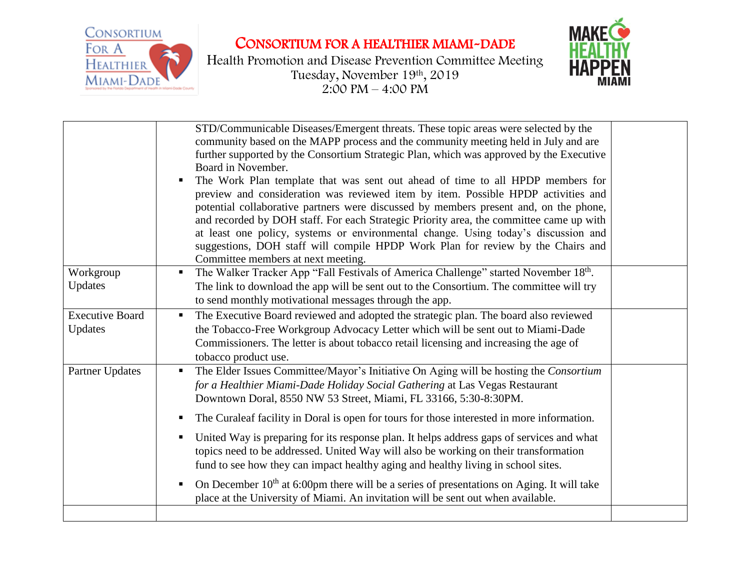# CONSORTIUM FOR A HEALTHIER MIAMI-DADE

Health Promotion and Disease Prevention Committee Meeting
Tuesday, November 19th, 2019
2:00 PM – 4:00 PM

| | | |
|---|---|---|
| | STD/Communicable Diseases/Emergent threats. These topic areas were selected by the community based on the MAPP process and the community meeting held in July and are further supported by the Consortium Strategic Plan, which was approved by the Executive Board in November.<br>▪ The Work Plan template that was sent out ahead of time to all HPDP members for preview and consideration was reviewed item by item. Possible HPDP activities and potential collaborative partners were discussed by members present and, on the phone, and recorded by DOH staff. For each Strategic Priority area, the committee came up with at least one policy, systems or environmental change. Using today's discussion and suggestions, DOH staff will compile HPDP Work Plan for review by the Chairs and Committee members at next meeting. | |
| Workgroup Updates | ▪ The Walker Tracker App "Fall Festivals of America Challenge" started November 18th. The link to download the app will be sent out to the Consortium. The committee will try to send monthly motivational messages through the app. | |
| Executive Board Updates | ▪ The Executive Board reviewed and adopted the strategic plan. The board also reviewed the Tobacco-Free Workgroup Advocacy Letter which will be sent out to Miami-Dade Commissioners. The letter is about tobacco retail licensing and increasing the age of tobacco product use. | |
| Partner Updates | ▪ The Elder Issues Committee/Mayor's Initiative On Aging will be hosting the *Consortium for a Healthier Miami-Dade Holiday Social Gathering* at Las Vegas Restaurant Downtown Doral, 8550 NW 53 Street, Miami, FL 33166, 5:30-8:30PM.<br>▪ The Curaleaf facility in Doral is open for tours for those interested in more information.<br>▪ United Way is preparing for its response plan. It helps address gaps of services and what topics need to be addressed. United Way will also be working on their transformation fund to see how they can impact healthy aging and healthy living in school sites.<br>▪ On December 10th at 6:00pm there will be a series of presentations on Aging. It will take place at the University of Miami. An invitation will be sent out when available. | |
| | | |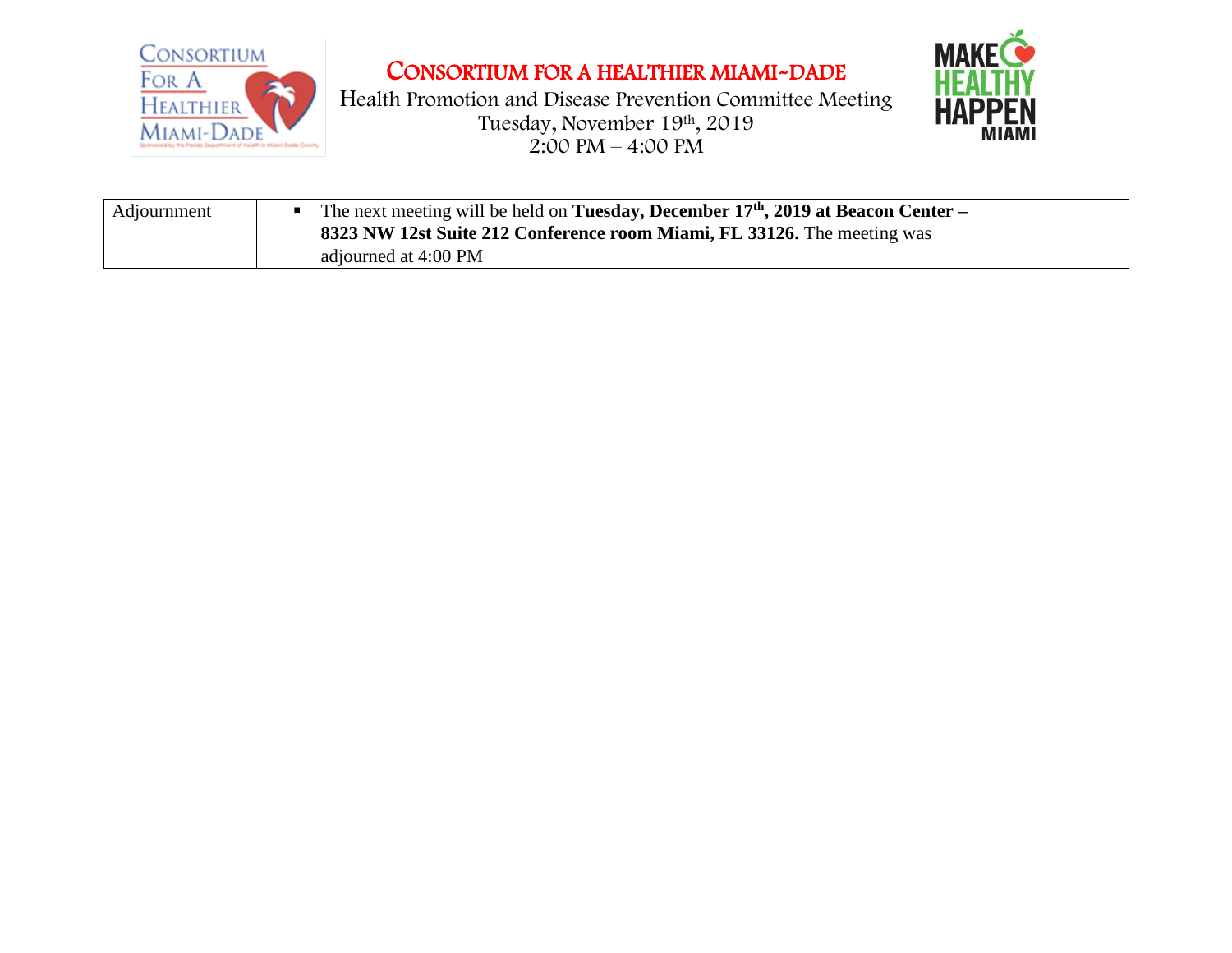# CONSORTIUM FOR A HEALTHIER MIAMI-DADE

Health Promotion and Disease Prevention Committee Meeting
Tuesday, November 19th, 2019
2:00 PM – 4:00 PM

| | | |
|---|---|---|
| Adjournment | ▪ The next meeting will be held on **Tuesday, December 17th, 2019 at Beacon Center – 8323 NW 12st Suite 212 Conference room Miami, FL 33126.** The meeting was adjourned at 4:00 PM | |